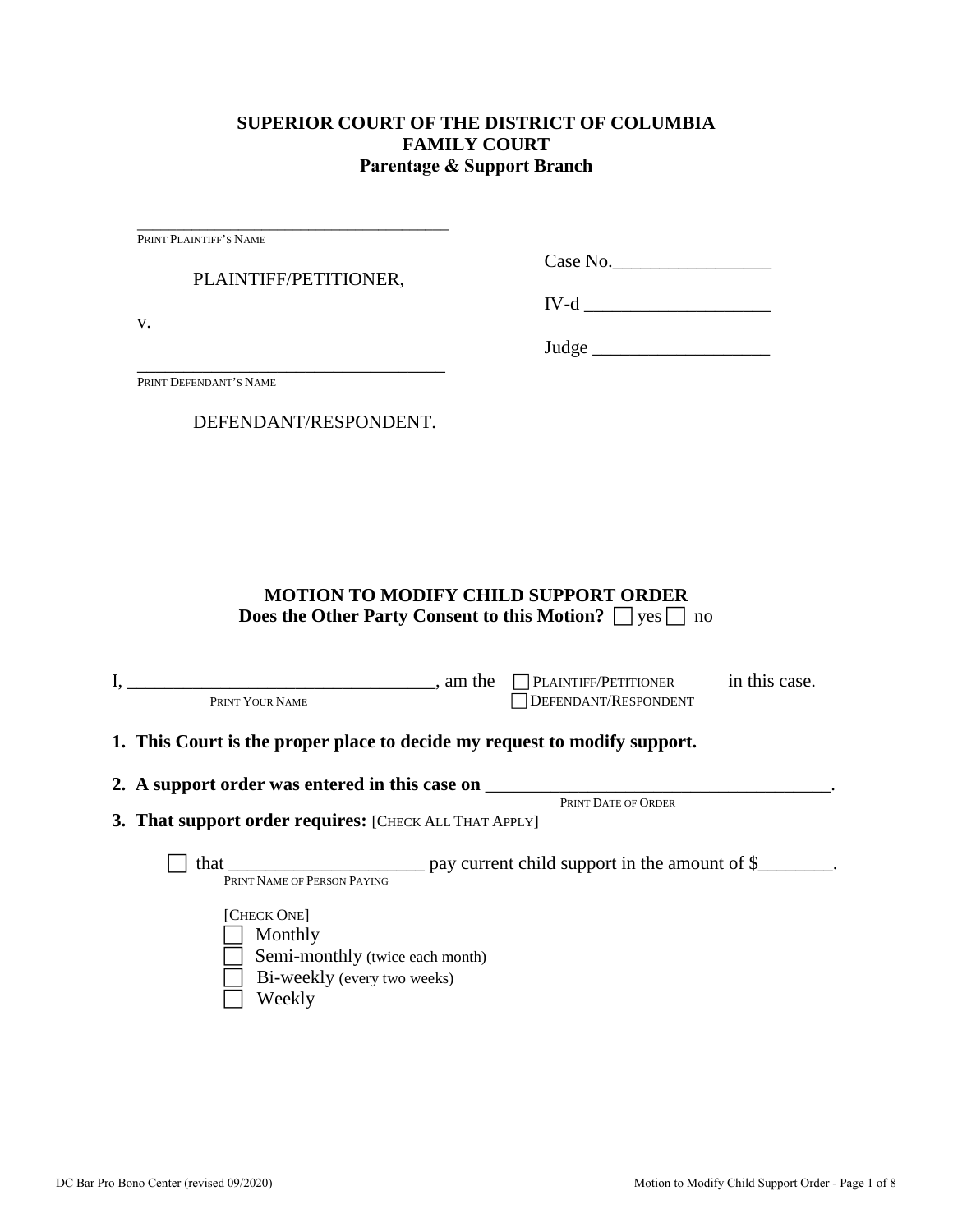**SUPERIOR COURT OF THE DISTRICT OF COLUMBIA**
**FAMILY COURT**
**Parentage & Support Branch**

_____________________________________
PRINT PLAINTIFF'S NAME

PLAINTIFF/PETITIONER,

v.

_____________________________________
PRINT DEFENDANT'S NAME

DEFENDANT/RESPONDENT.

Case No._________________

IV-d ____________________

Judge ___________________

## MOTION TO MODIFY CHILD SUPPORT ORDER

**Does the Other Party Consent to this Motion?** ☐ yes ☐ no

I, ________________________________, am the ☐ PLAINTIFF/PETITIONER ☐ DEFENDANT/RESPONDENT in this case.
PRINT YOUR NAME

**1. This Court is the proper place to decide my request to modify support.**

**2. A support order was entered in this case on** _____________________________________.
PRINT DATE OF ORDER

**3. That support order requires:** [CHECK ALL THAT APPLY]

☐ that ____________________ pay current child support in the amount of $________.
PRINT NAME OF PERSON PAYING

[CHECK ONE]
- ☐ Monthly
- ☐ Semi-monthly (twice each month)
- ☐ Bi-weekly (every two weeks)
- ☐ Weekly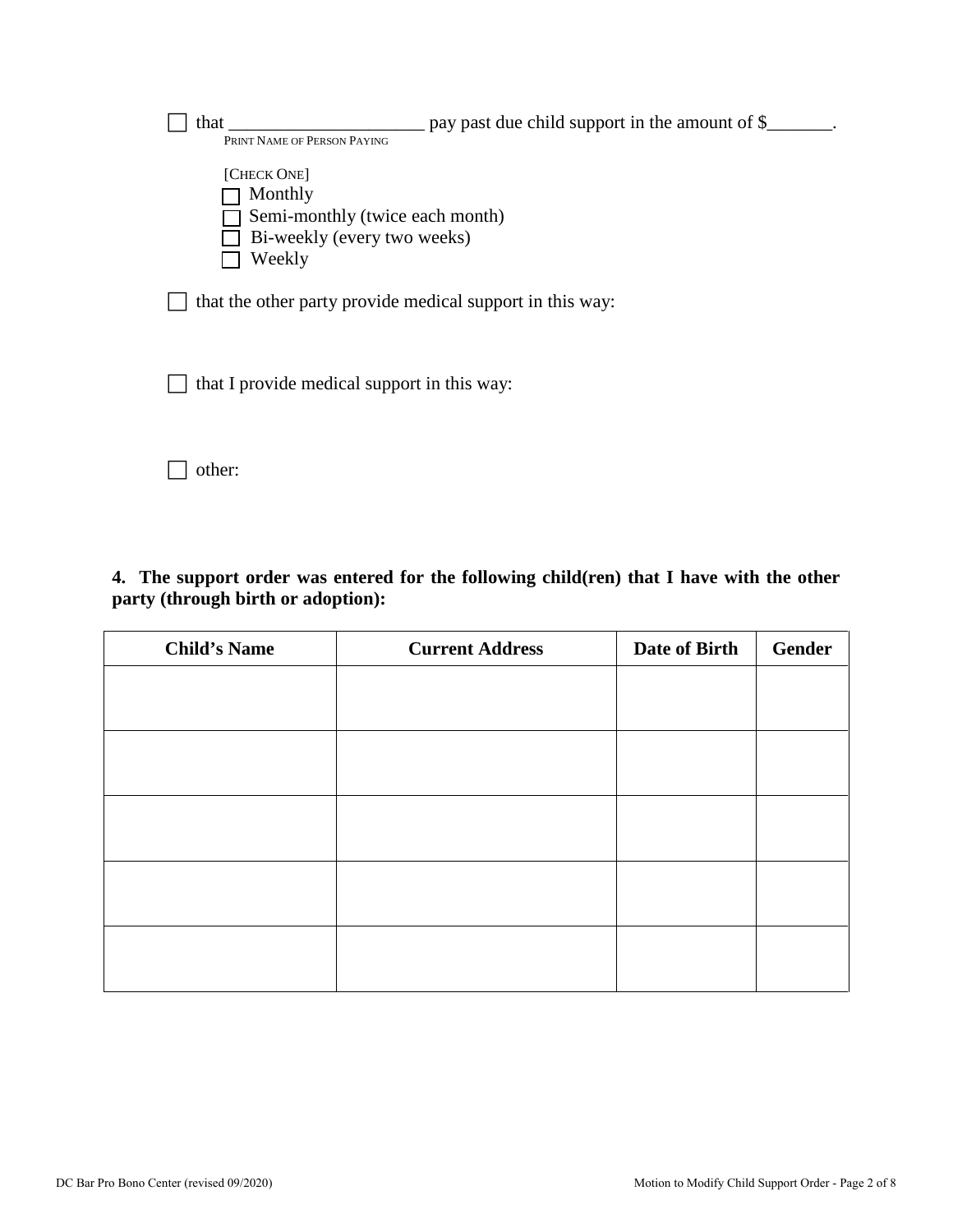☐ that _____________________ pay past due child support in the amount of $_______.
PRINT NAME OF PERSON PAYING

[CHECK ONE]
☐ Monthly
☐ Semi-monthly (twice each month)
☐ Bi-weekly (every two weeks)
☐ Weekly

☐ that the other party provide medical support in this way:

☐ that I provide medical support in this way:

☐ other:

**4. The support order was entered for the following child(ren) that I have with the other party (through birth or adoption):**

| Child's Name | Current Address | Date of Birth | Gender |
|---|---|---|---|
| | | | |
| | | | |
| | | | |
| | | | |
| | | | |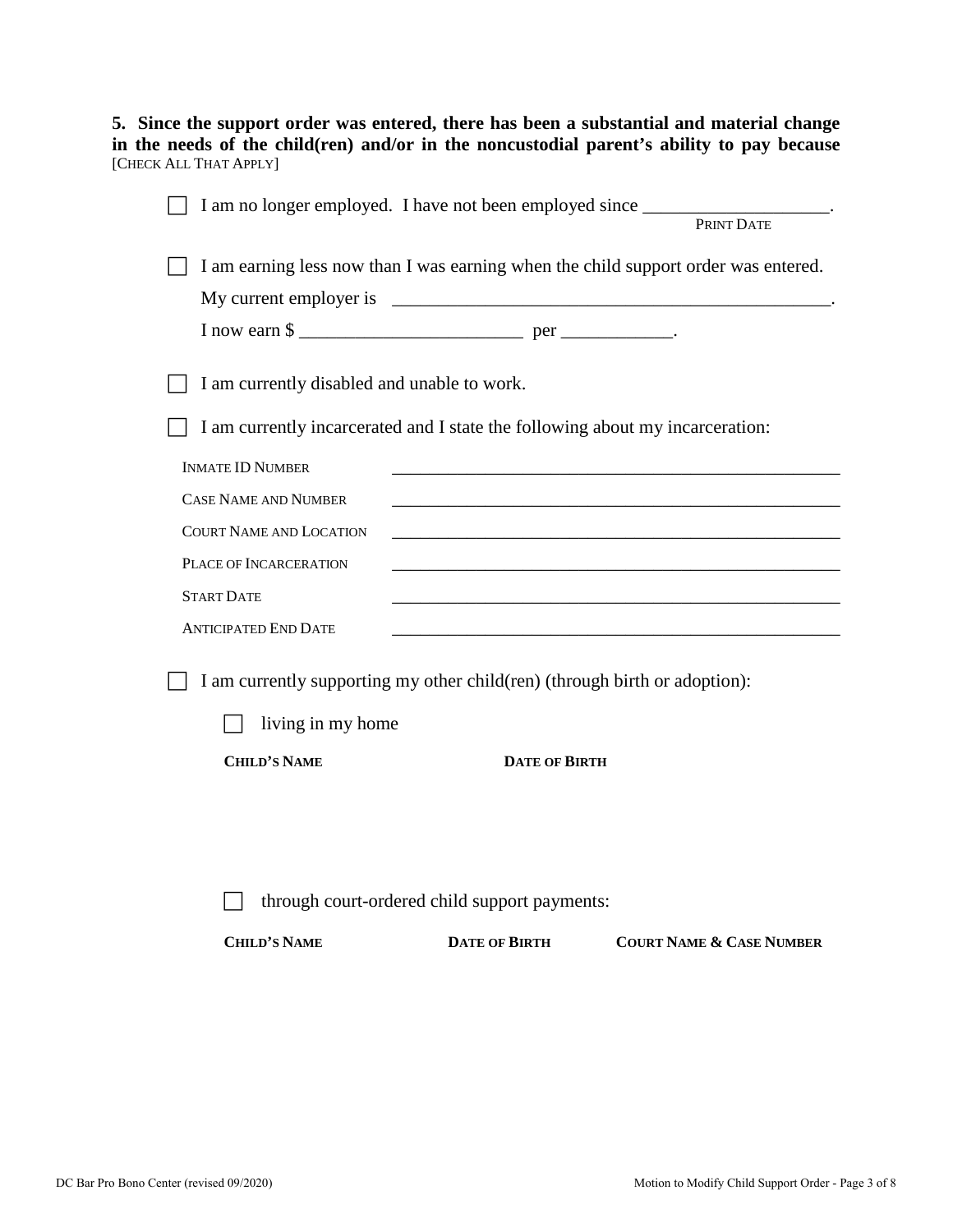**5. Since the support order was entered, there has been a substantial and material change in the needs of the child(ren) and/or in the noncustodial parent's ability to pay because** [CHECK ALL THAT APPLY]

☐ I am no longer employed. I have not been employed since ____________________.
PRINT DATE

☐ I am earning less now than I was earning when the child support order was entered.
My current employer is ________________________________________________.
I now earn $ ________________________ per ____________.

☐ I am currently disabled and unable to work.

☐ I am currently incarcerated and I state the following about my incarceration:

INMATE ID NUMBER ______________________________________________________

CASE NAME AND NUMBER ______________________________________________________

COURT NAME AND LOCATION ______________________________________________________

PLACE OF INCARCERATION ______________________________________________________

START DATE ______________________________________________________

ANTICIPATED END DATE ______________________________________________________

☐ I am currently supporting my other child(ren) (through birth or adoption):

☐ living in my home

| CHILD'S NAME | DATE OF BIRTH |
| --- | --- |
| | |

☐ through court-ordered child support payments:

| CHILD'S NAME | DATE OF BIRTH | COURT NAME & CASE NUMBER |
| --- | --- | --- |
| | | |

DC Bar Pro Bono Center (revised 09/2020)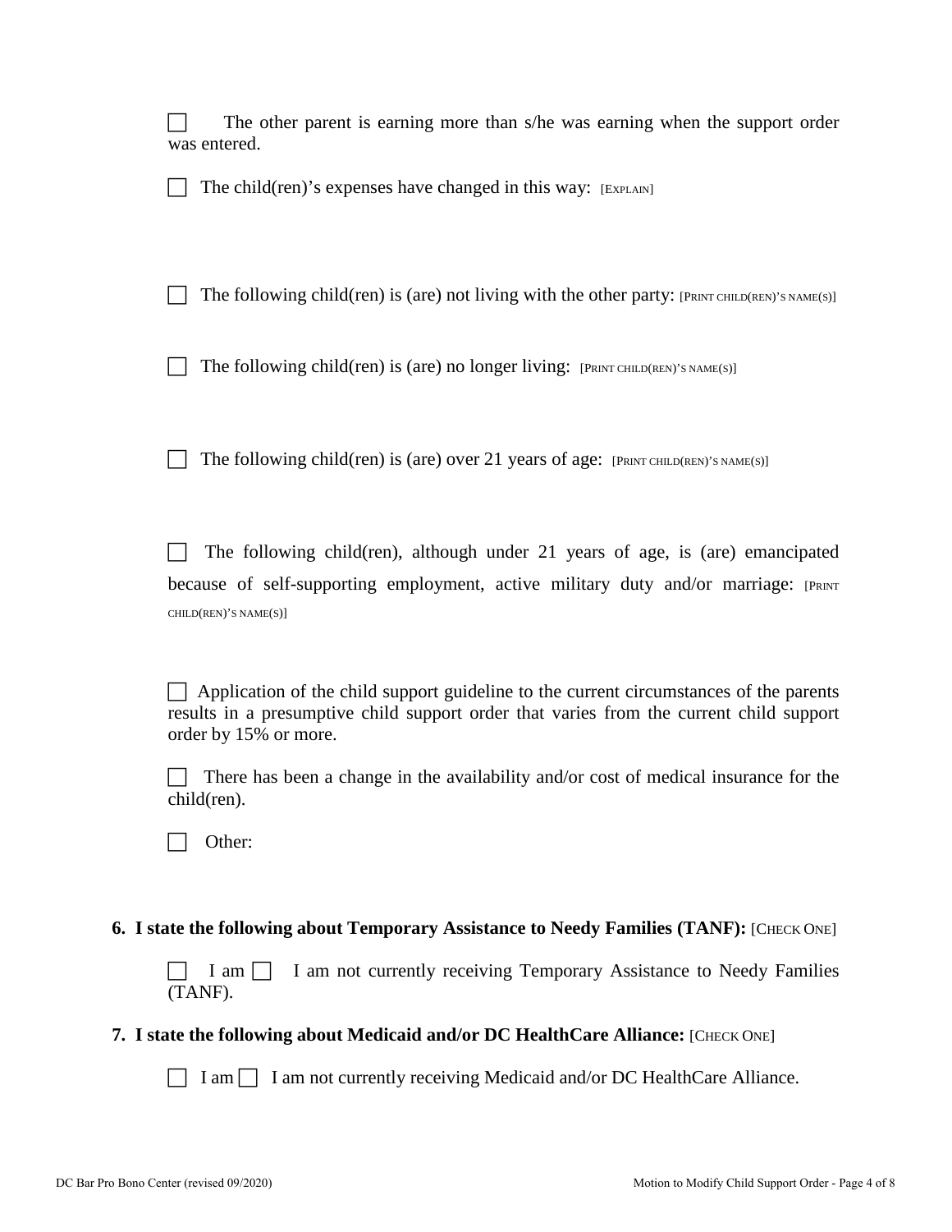☐ The other parent is earning more than s/he was earning when the support order was entered.

☐ The child(ren)'s expenses have changed in this way: [EXPLAIN]

☐ The following child(ren) is (are) not living with the other party: [PRINT CHILD(REN)'S NAME(S)]

☐ The following child(ren) is (are) no longer living: [PRINT CHILD(REN)'S NAME(S)]

☐ The following child(ren) is (are) over 21 years of age: [PRINT CHILD(REN)'S NAME(S)]

☐ The following child(ren), although under 21 years of age, is (are) emancipated because of self-supporting employment, active military duty and/or marriage: [PRINT CHILD(REN)'S NAME(S)]

☐ Application of the child support guideline to the current circumstances of the parents results in a presumptive child support order that varies from the current child support order by 15% or more.

☐ There has been a change in the availability and/or cost of medical insurance for the child(ren).

☐ Other:

**6. I state the following about Temporary Assistance to Needy Families (TANF):** [CHECK ONE]

☐ I am ☐ I am not currently receiving Temporary Assistance to Needy Families (TANF).

**7. I state the following about Medicaid and/or DC HealthCare Alliance:** [CHECK ONE]

☐ I am ☐ I am not currently receiving Medicaid and/or DC HealthCare Alliance.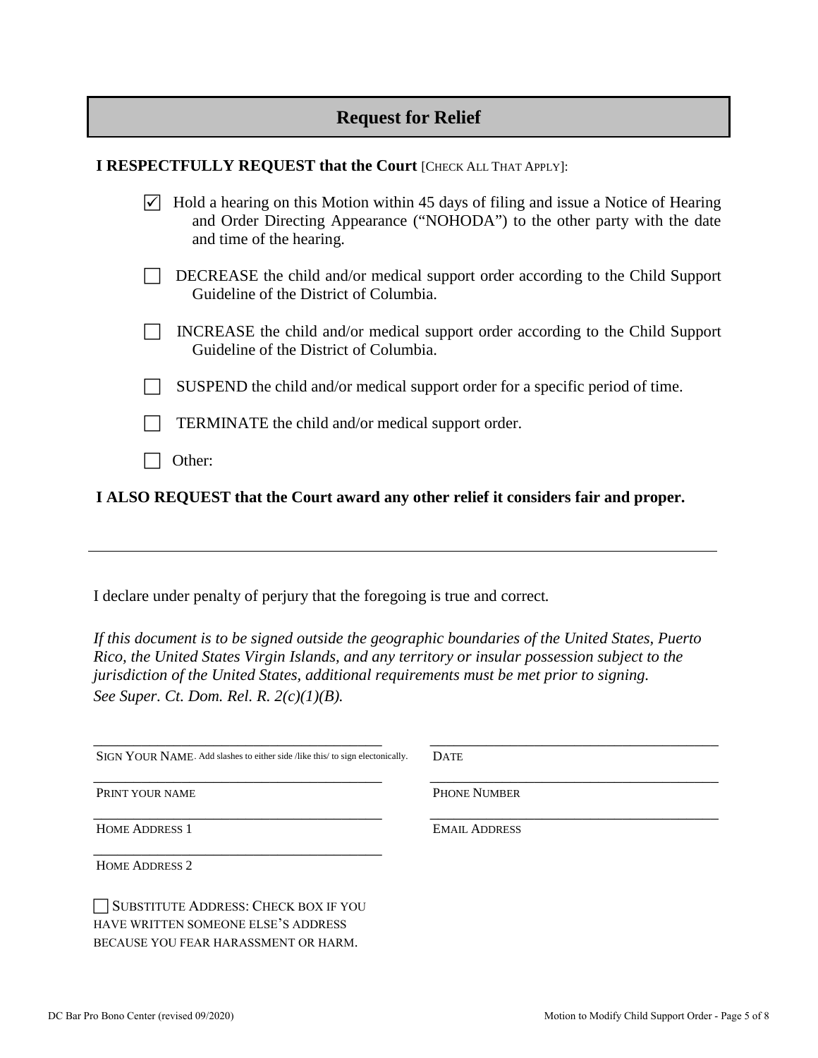## Request for Relief

**I RESPECTFULLY REQUEST that the Court** [CHECK ALL THAT APPLY]:

- ☑ Hold a hearing on this Motion within 45 days of filing and issue a Notice of Hearing and Order Directing Appearance ("NOHODA") to the other party with the date and time of the hearing.
- ☐ DECREASE the child and/or medical support order according to the Child Support Guideline of the District of Columbia.
- ☐ INCREASE the child and/or medical support order according to the Child Support Guideline of the District of Columbia.
- ☐ SUSPEND the child and/or medical support order for a specific period of time.
- ☐ TERMINATE the child and/or medical support order.
- ☐ Other:

**I ALSO REQUEST that the Court award any other relief it considers fair and proper.**

---

I declare under penalty of perjury that the foregoing is true and correct.

*If this document is to be signed outside the geographic boundaries of the United States, Puerto Rico, the United States Virgin Islands, and any territory or insular possession subject to the jurisdiction of the United States, additional requirements must be met prior to signing. See Super. Ct. Dom. Rel. R. 2(c)(1)(B).*

| | |
|---|---|
| ______________________________ | ______________________________ |
| SIGN YOUR NAME. Add slashes to either side /like this/ to sign electonically. | DATE |
| ______________________________ | ______________________________ |
| PRINT YOUR NAME | PHONE NUMBER |
| ______________________________ | ______________________________ |
| HOME ADDRESS 1 | EMAIL ADDRESS |
| ______________________________ | |
| HOME ADDRESS 2 | |

☐ SUBSTITUTE ADDRESS: CHECK BOX IF YOU HAVE WRITTEN SOMEONE ELSE'S ADDRESS BECAUSE YOU FEAR HARASSMENT OR HARM.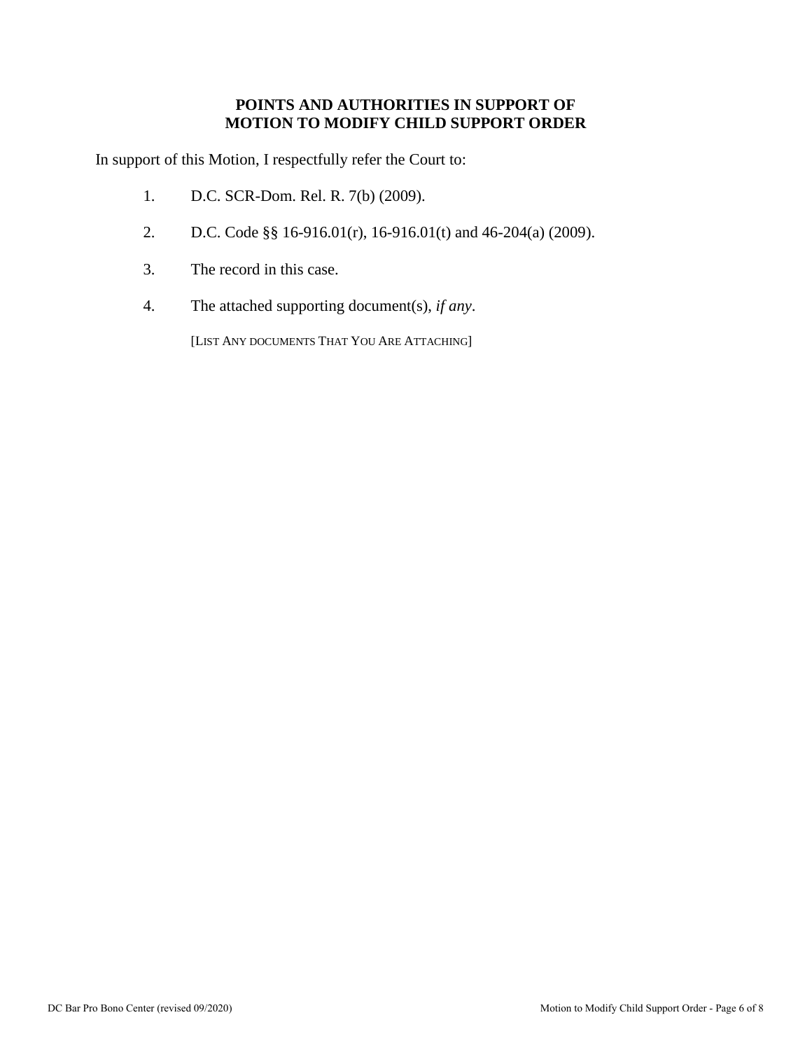**POINTS AND AUTHORITIES IN SUPPORT OF MOTION TO MODIFY CHILD SUPPORT ORDER**

In support of this Motion, I respectfully refer the Court to:

1. D.C. SCR-Dom. Rel. R. 7(b) (2009).

2. D.C. Code §§ 16-916.01(r), 16-916.01(t) and 46-204(a) (2009).

3. The record in this case.

4. The attached supporting document(s), *if any*.

   [LIST ANY DOCUMENTS THAT YOU ARE ATTACHING]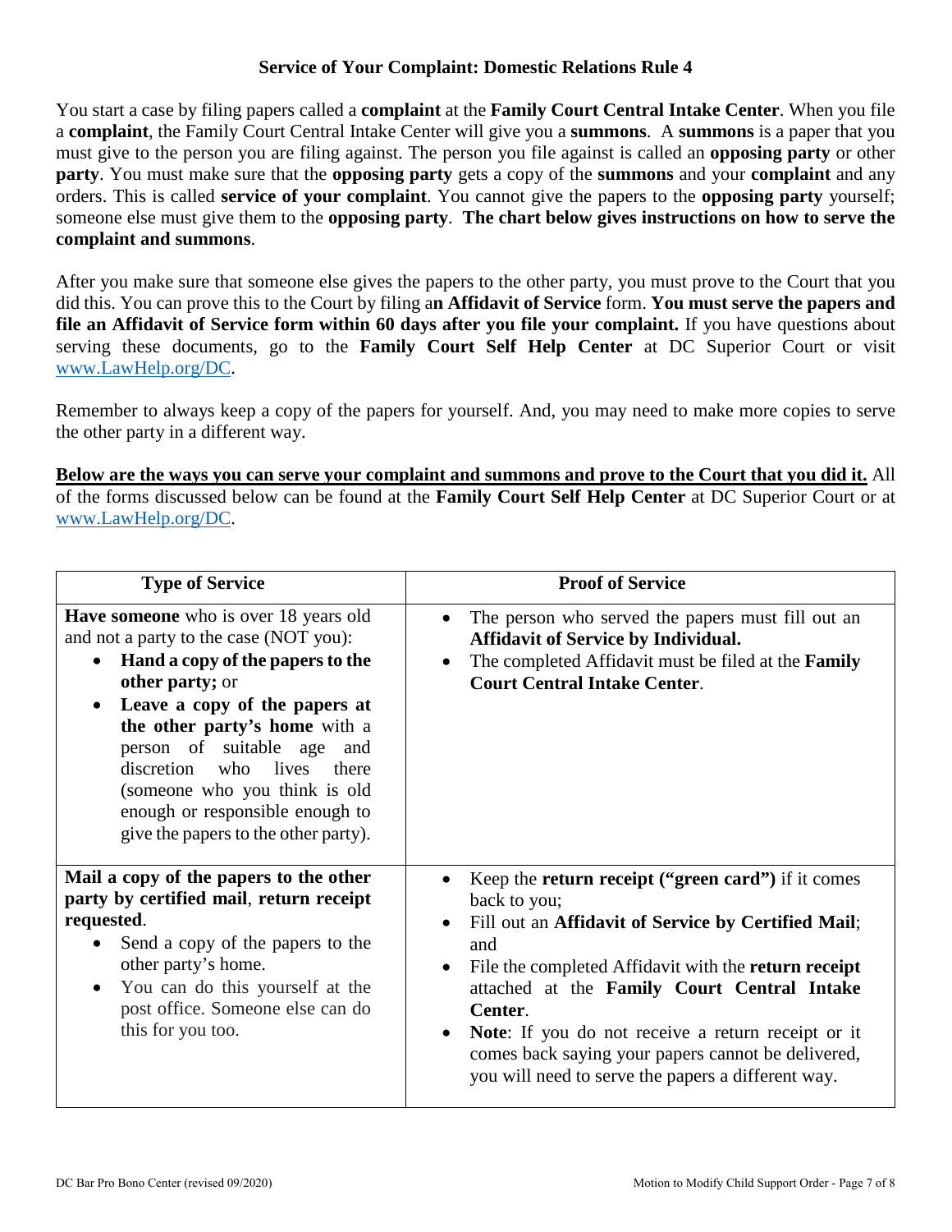## Service of Your Complaint: Domestic Relations Rule 4

You start a case by filing papers called a **complaint** at the **Family Court Central Intake Center**. When you file a **complaint**, the Family Court Central Intake Center will give you a **summons**. A **summons** is a paper that you must give to the person you are filing against. The person you file against is called an **opposing party** or other **party**. You must make sure that the **opposing party** gets a copy of the **summons** and your **complaint** and any orders. This is called **service of your complaint**. You cannot give the papers to the **opposing party** yourself; someone else must give them to the **opposing party**. **The chart below gives instructions on how to serve the complaint and summons**.

After you make sure that someone else gives the papers to the other party, you must prove to the Court that you did this. You can prove this to the Court by filing a**n Affidavit of Service** form. **You must serve the papers and file an Affidavit of Service form within 60 days after you file your complaint.** If you have questions about serving these documents, go to the **Family Court Self Help Center** at DC Superior Court or visit www.LawHelp.org/DC.

Remember to always keep a copy of the papers for yourself. And, you may need to make more copies to serve the other party in a different way.

**Below are the ways you can serve your complaint and summons and prove to the Court that you did it.** All of the forms discussed below can be found at the **Family Court Self Help Center** at DC Superior Court or at www.LawHelp.org/DC.

| Type of Service | Proof of Service |
|---|---|
| **Have someone** who is over 18 years old and not a party to the case (NOT you):<br>• **Hand a copy of the papers to the other party;** or<br>• **Leave a copy of the papers at the other party's home** with a person of suitable age and discretion who lives there (someone who you think is old enough or responsible enough to give the papers to the other party). | • The person who served the papers must fill out an **Affidavit of Service by Individual.**<br>• The completed Affidavit must be filed at the **Family Court Central Intake Center**. |
| **Mail a copy of the papers to the other party by certified mail**, **return receipt requested**.<br>• Send a copy of the papers to the other party's home.<br>• You can do this yourself at the post office. Someone else can do this for you too. | • Keep the **return receipt ("green card")** if it comes back to you;<br>• Fill out an **Affidavit of Service by Certified Mail**; and<br>• File the completed Affidavit with the **return receipt** attached at the **Family Court Central Intake Center**.<br>• **Note**: If you do not receive a return receipt or it comes back saying your papers cannot be delivered, you will need to serve the papers a different way. |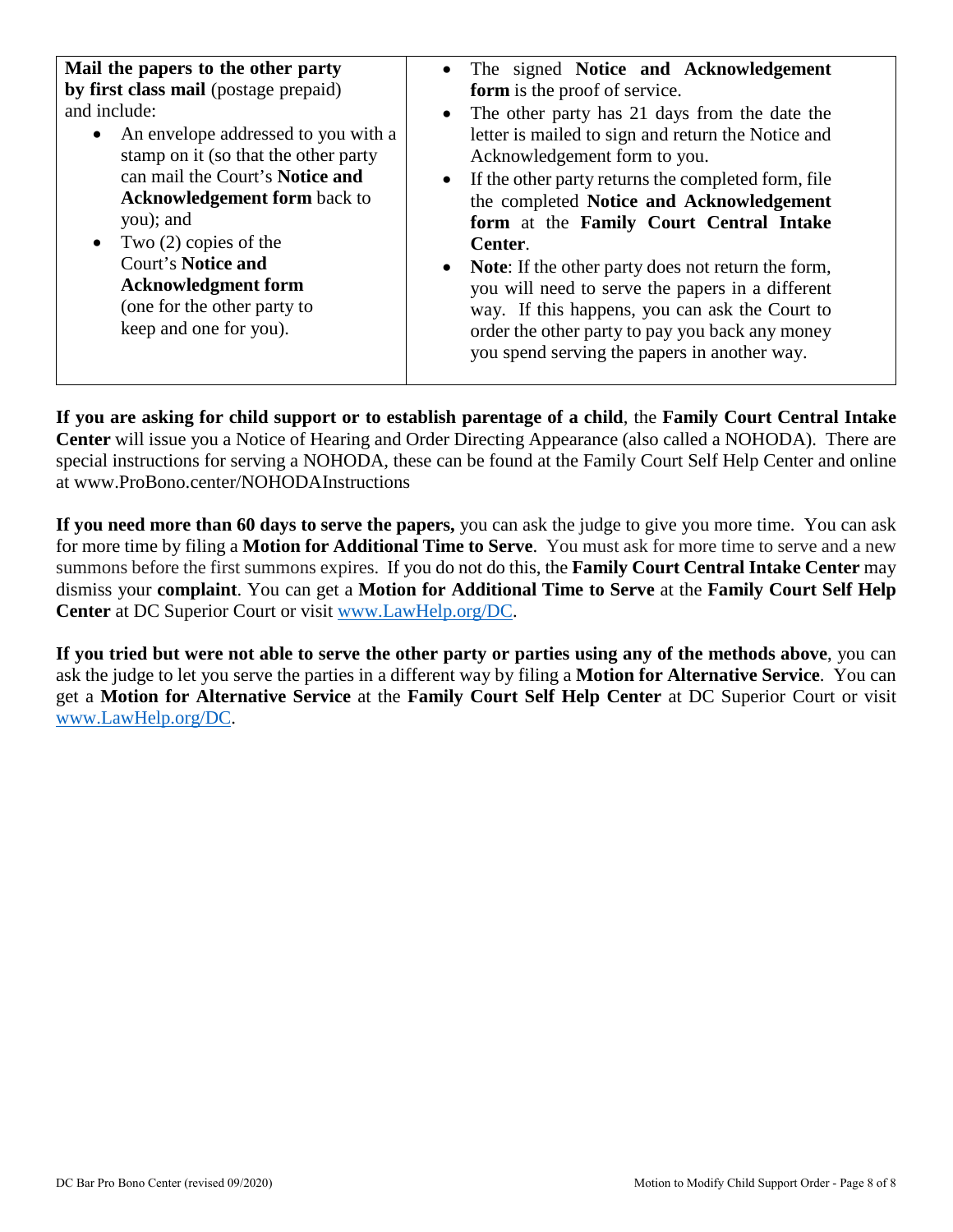| | |
|---|---|
| **Mail the papers to the other party by first class mail** (postage prepaid) and include:<br>• An envelope addressed to you with a stamp on it (so that the other party can mail the Court's **Notice and Acknowledgement form** back to you); and<br>• Two (2) copies of the Court's **Notice and Acknowledgment form** (one for the other party to keep and one for you). | • The signed **Notice and Acknowledgement form** is the proof of service.<br>• The other party has 21 days from the date the letter is mailed to sign and return the Notice and Acknowledgement form to you.<br>• If the other party returns the completed form, file the completed **Notice and Acknowledgement form** at the **Family Court Central Intake Center**.<br>• **Note**: If the other party does not return the form, you will need to serve the papers in a different way. If this happens, you can ask the Court to order the other party to pay you back any money you spend serving the papers in another way. |

**If you are asking for child support or to establish parentage of a child**, the **Family Court Central Intake Center** will issue you a Notice of Hearing and Order Directing Appearance (also called a NOHODA). There are special instructions for serving a NOHODA, these can be found at the Family Court Self Help Center and online at www.ProBono.center/NOHODAInstructions

**If you need more than 60 days to serve the papers,** you can ask the judge to give you more time. You can ask for more time by filing a **Motion for Additional Time to Serve**. You must ask for more time to serve and a new summons before the first summons expires. If you do not do this, the **Family Court Central Intake Center** may dismiss your **complaint**. You can get a **Motion for Additional Time to Serve** at the **Family Court Self Help Center** at DC Superior Court or visit www.LawHelp.org/DC.

**If you tried but were not able to serve the other party or parties using any of the methods above**, you can ask the judge to let you serve the parties in a different way by filing a **Motion for Alternative Service**. You can get a **Motion for Alternative Service** at the **Family Court Self Help Center** at DC Superior Court or visit www.LawHelp.org/DC.